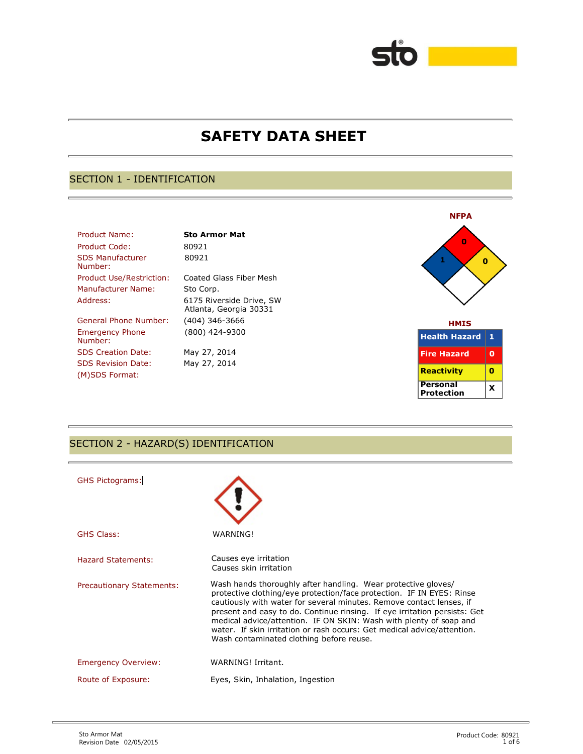# SAFETY DATA SHEET

## SECTION 1 - IDENTIFICATION

| | |
|---|---|
| Product Name: | **Sto Armor Mat** |
| Product Code: | 80921 |
| SDS Manufacturer Number: | 80921 |
| Product Use/Restriction: | Coated Glass Fiber Mesh |
| Manufacturer Name: | Sto Corp. |
| Address: | 6175 Riverside Drive, SW Atlanta, Georgia 30331 |
| General Phone Number: | (404) 346-3666 |
| Emergency Phone Number: | (800) 424-9300 |
| SDS Creation Date: | May 27, 2014 |
| SDS Revision Date: | May 27, 2014 |
| (M)SDS Format: | |

**NFPA**

Health: 1, Fire: 0, Reactivity: 0

**HMIS**

| | |
|---|---|
| Health Hazard | 1 |
| Fire Hazard | 0 |
| Reactivity | 0 |
| Personal Protection | X |

## SECTION 2 - HAZARD(S) IDENTIFICATION

GHS Pictograms:

GHS Class: WARNING!

Hazard Statements: Causes eye irritation
Causes skin irritation

Precautionary Statements: Wash hands thoroughly after handling. Wear protective gloves/ protective clothing/eye protection/face protection. IF IN EYES: Rinse cautiously with water for several minutes. Remove contact lenses, if present and easy to do. Continue rinsing. If eye irritation persists: Get medical advice/attention. IF ON SKIN: Wash with plenty of soap and water. If skin irritation or rash occurs: Get medical advice/attention. Wash contaminated clothing before reuse.

Emergency Overview: WARNING! Irritant.

Route of Exposure: Eyes, Skin, Inhalation, Ingestion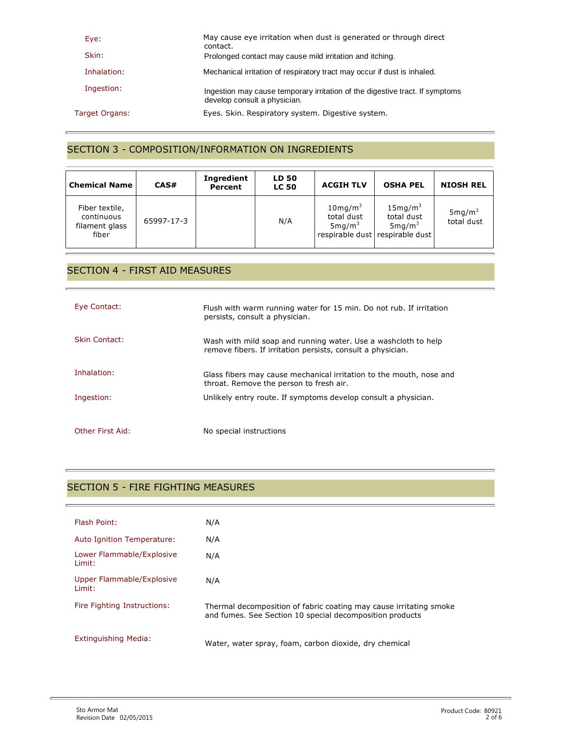| | |
|---|---|
| Eye: | May cause eye irritation when dust is generated or through direct contact. |
| Skin: | Prolonged contact may cause mild irritation and itching. |
| Inhalation: | Mechanical irritation of respiratory tract may occur if dust is inhaled. |
| Ingestion: | Ingestion may cause temporary irritation of the digestive tract. If symptoms develop consult a physician. |

Target Organs: Eyes. Skin. Respiratory system. Digestive system.

## SECTION 3 - COMPOSITION/INFORMATION ON INGREDIENTS

| Chemical Name | CAS# | Ingredient Percent | LD 50 LC 50 | ACGIH TLV | OSHA PEL | NIOSH REL |
|---|---|---|---|---|---|---|
| Fiber textile, continuous filament glass fiber | 65997-17-3 | | N/A | 10mg/$m^3$ total dust 5mg/$m^3$ respirable dust | 15mg/$m^3$ total dust 5mg/$m^3$ respirable dust | 5mg/$m^3$ total dust |

## SECTION 4 - FIRST AID MEASURES

| | |
|---|---|
| Eye Contact: | Flush with warm running water for 15 min. Do not rub. If irritation persists, consult a physician. |
| Skin Contact: | Wash with mild soap and running water. Use a washcloth to help remove fibers. If irritation persists, consult a physician. |
| Inhalation: | Glass fibers may cause mechanical irritation to the mouth, nose and throat. Remove the person to fresh air. |
| Ingestion: | Unlikely entry route. If symptoms develop consult a physician. |
| Other First Aid: | No special instructions |

## SECTION 5 - FIRE FIGHTING MEASURES

| | |
|---|---|
| Flash Point: | N/A |
| Auto Ignition Temperature: | N/A |
| Lower Flammable/Explosive Limit: | N/A |
| Upper Flammable/Explosive Limit: | N/A |
| Fire Fighting Instructions: | Thermal decomposition of fabric coating may cause irritating smoke and fumes. See Section 10 special decomposition products |
| Extinguishing Media: | Water, water spray, foam, carbon dioxide, dry chemical |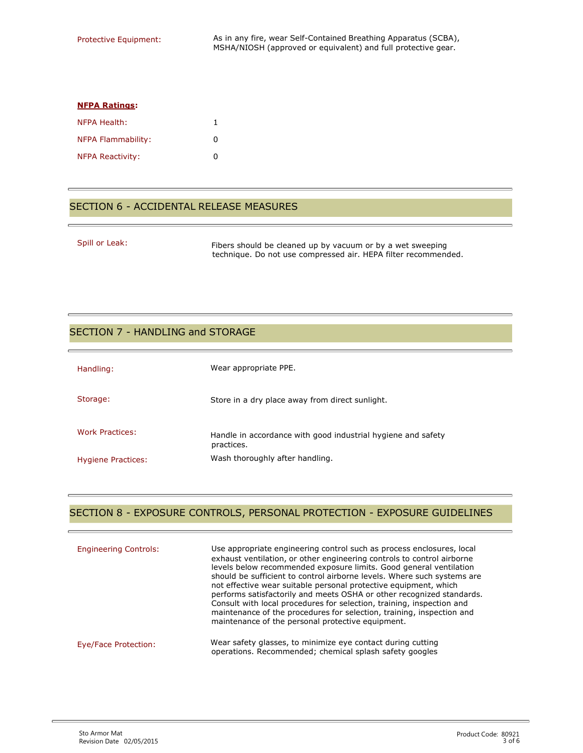**Protective Equipment:** As in any fire, wear Self-Contained Breathing Apparatus (SCBA), MSHA/NIOSH (approved or equivalent) and full protective gear.

**NFPA Ratings:**

| | |
|---|---|
| NFPA Health: | 1 |
| NFPA Flammability: | 0 |
| NFPA Reactivity: | 0 |

## SECTION 6 - ACCIDENTAL RELEASE MEASURES

**Spill or Leak:** Fibers should be cleaned up by vacuum or by a wet sweeping technique. Do not use compressed air. HEPA filter recommended.

## SECTION 7 - HANDLING and STORAGE

**Handling:** Wear appropriate PPE.

**Storage:** Store in a dry place away from direct sunlight.

**Work Practices:** Handle in accordance with good industrial hygiene and safety practices.

**Hygiene Practices:** Wash thoroughly after handling.

## SECTION 8 - EXPOSURE CONTROLS, PERSONAL PROTECTION - EXPOSURE GUIDELINES

**Engineering Controls:** Use appropriate engineering control such as process enclosures, local exhaust ventilation, or other engineering controls to control airborne levels below recommended exposure limits. Good general ventilation should be sufficient to control airborne levels. Where such systems are not effective wear suitable personal protective equipment, which performs satisfactorily and meets OSHA or other recognized standards. Consult with local procedures for selection, training, inspection and maintenance of the procedures for selection, training, inspection and maintenance of the personal protective equipment.

**Eye/Face Protection:** Wear safety glasses, to minimize eye contact during cutting operations. Recommended; chemical splash safety googles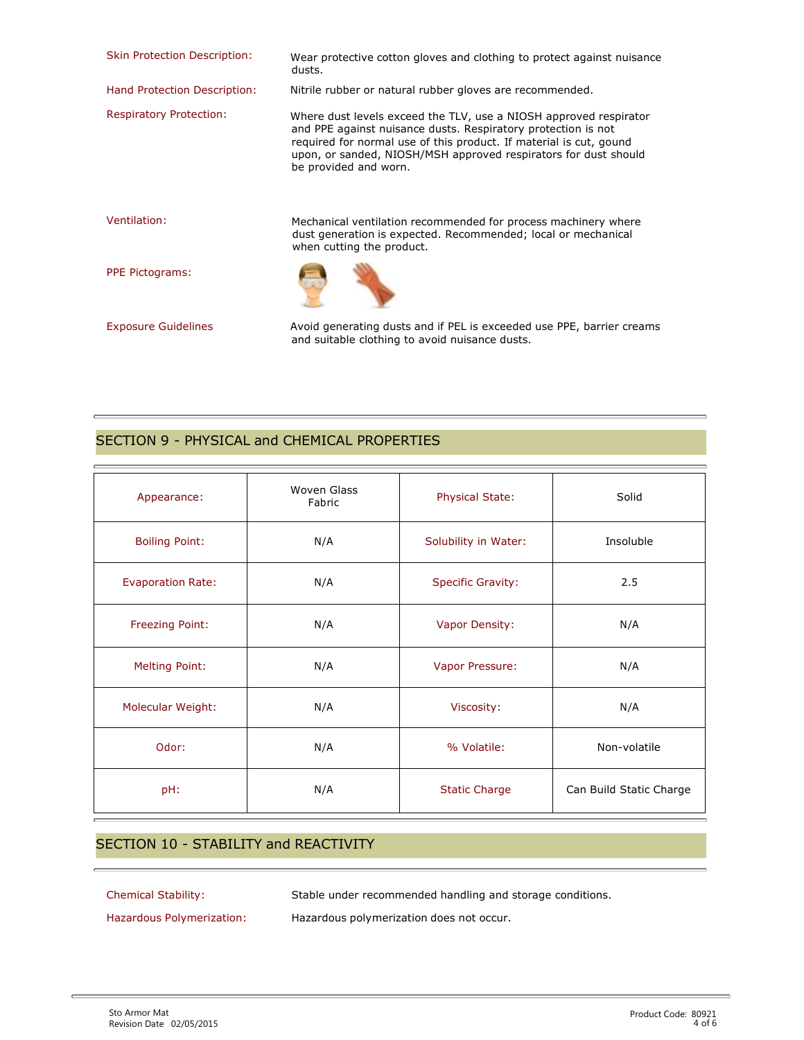**Skin Protection Description:** Wear protective cotton gloves and clothing to protect against nuisance dusts.

**Hand Protection Description:** Nitrile rubber or natural rubber gloves are recommended.

**Respiratory Protection:** Where dust levels exceed the TLV, use a NIOSH approved respirator and PPE against nuisance dusts. Respiratory protection is not required for normal use of this product. If material is cut, gound upon, or sanded, NIOSH/MSH approved respirators for dust should be provided and worn.

**Ventilation:** Mechanical ventilation recommended for process machinery where dust generation is expected. Recommended; local or mechanical when cutting the product.

**PPE Pictograms:**

**Exposure Guidelines** Avoid generating dusts and if PEL is exceeded use PPE, barrier creams and suitable clothing to avoid nuisance dusts.

## SECTION 9 - PHYSICAL and CHEMICAL PROPERTIES

| Appearance: | Woven Glass Fabric | Physical State: | Solid |
|---|---|---|---|
| Boiling Point: | N/A | Solubility in Water: | Insoluble |
| Evaporation Rate: | N/A | Specific Gravity: | 2.5 |
| Freezing Point: | N/A | Vapor Density: | N/A |
| Melting Point: | N/A | Vapor Pressure: | N/A |
| Molecular Weight: | N/A | Viscosity: | N/A |
| Odor: | N/A | % Volatile: | Non-volatile |
| pH: | N/A | Static Charge | Can Build Static Charge |

## SECTION 10 - STABILITY and REACTIVITY

**Chemical Stability:** Stable under recommended handling and storage conditions.

**Hazardous Polymerization:** Hazardous polymerization does not occur.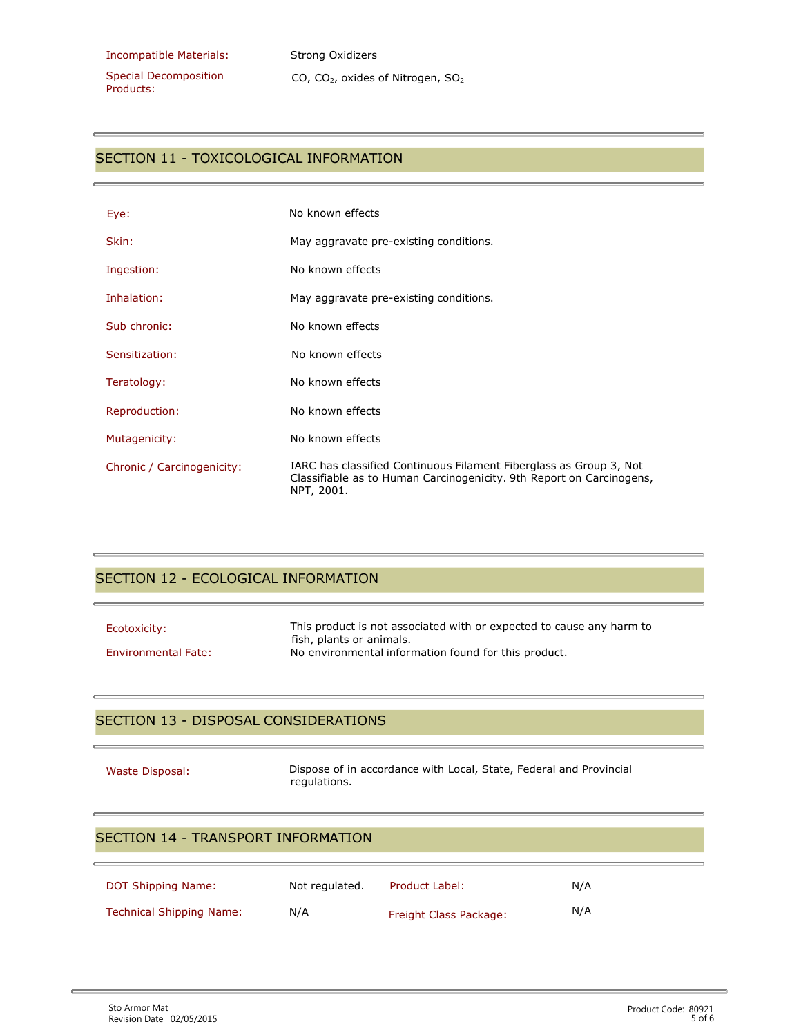| | |
|---|---|
| Incompatible Materials: | Strong Oxidizers |
| Special Decomposition Products: | CO, $CO_2$, oxides of Nitrogen, $SO_2$ |

## SECTION 11 - TOXICOLOGICAL INFORMATION

| | |
|---|---|
| Eye: | No known effects |
| Skin: | May aggravate pre-existing conditions. |
| Ingestion: | No known effects |
| Inhalation: | May aggravate pre-existing conditions. |
| Sub chronic: | No known effects |
| Sensitization: | No known effects |
| Teratology: | No known effects |
| Reproduction: | No known effects |
| Mutagenicity: | No known effects |
| Chronic / Carcinogenicity: | IARC has classified Continuous Filament Fiberglass as Group 3, Not Classifiable as to Human Carcinogenicity. 9th Report on Carcinogens, NPT, 2001. |

## SECTION 12 - ECOLOGICAL INFORMATION

| | |
|---|---|
| Ecotoxicity: | This product is not associated with or expected to cause any harm to fish, plants or animals. |
| Environmental Fate: | No environmental information found for this product. |

## SECTION 13 - DISPOSAL CONSIDERATIONS

| | |
|---|---|
| Waste Disposal: | Dispose of in accordance with Local, State, Federal and Provincial regulations. |

## SECTION 14 - TRANSPORT INFORMATION

| | | | |
|---|---|---|---|
| DOT Shipping Name: | Not regulated. | Product Label: | N/A |
| Technical Shipping Name: | N/A | Freight Class Package: | N/A |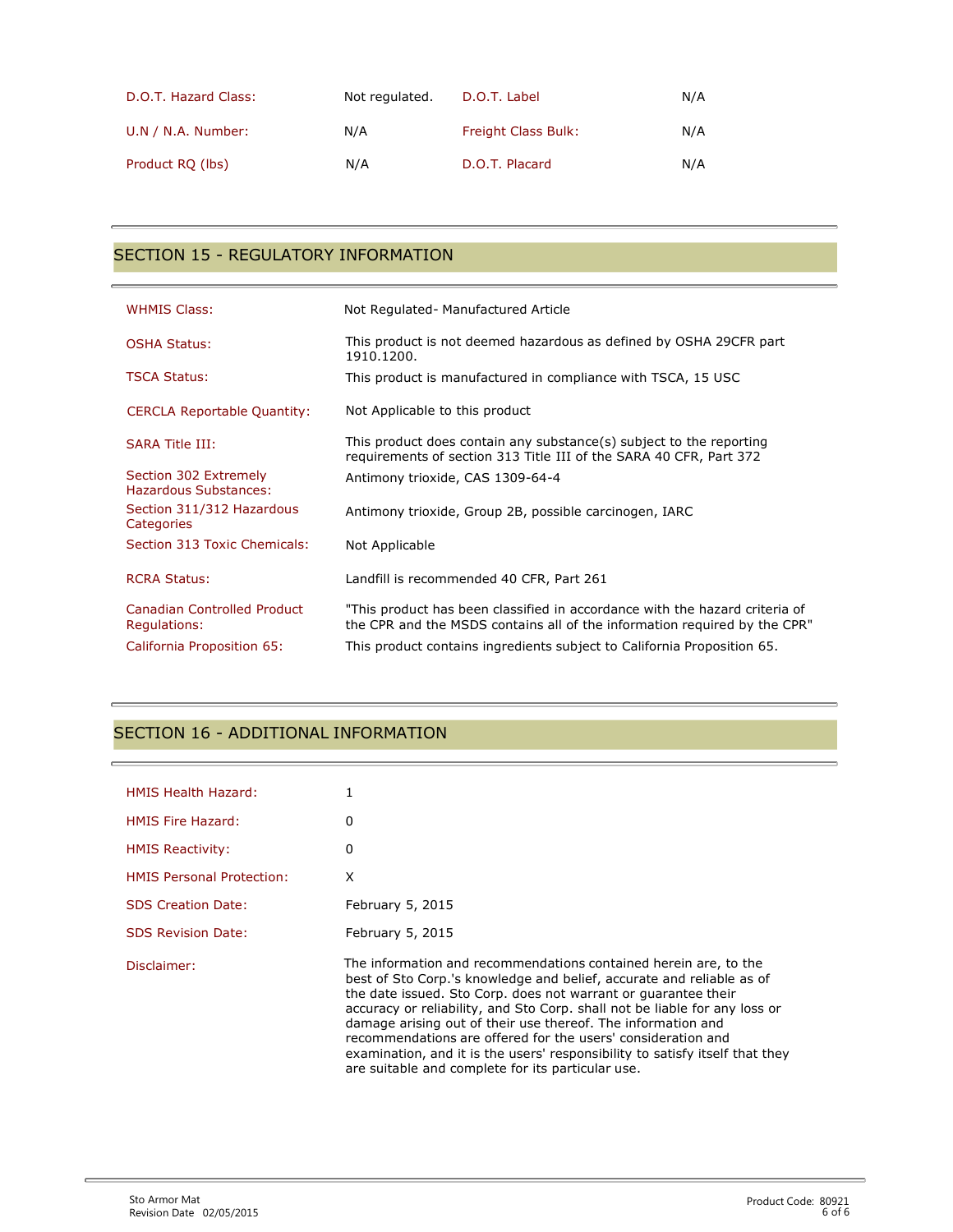| | | | |
|---|---|---|---|
| D.O.T. Hazard Class: | Not regulated. | D.O.T. Label | N/A |
| U.N / N.A. Number: | N/A | Freight Class Bulk: | N/A |
| Product RQ (lbs) | N/A | D.O.T. Placard | N/A |

## SECTION 15 - REGULATORY INFORMATION

| | |
|---|---|
| WHMIS Class: | Not Regulated- Manufactured Article |
| OSHA Status: | This product is not deemed hazardous as defined by OSHA 29CFR part 1910.1200. |
| TSCA Status: | This product is manufactured in compliance with TSCA, 15 USC |
| CERCLA Reportable Quantity: | Not Applicable to this product |
| SARA Title III: | This product does contain any substance(s) subject to the reporting requirements of section 313 Title III of the SARA 40 CFR, Part 372 |
| Section 302 Extremely Hazardous Substances: | Antimony trioxide, CAS 1309-64-4 |
| Section 311/312 Hazardous Categories | Antimony trioxide, Group 2B, possible carcinogen, IARC |
| Section 313 Toxic Chemicals: | Not Applicable |
| RCRA Status: | Landfill is recommended 40 CFR, Part 261 |
| Canadian Controlled Product Regulations: | "This product has been classified in accordance with the hazard criteria of the CPR and the MSDS contains all of the information required by the CPR" |
| California Proposition 65: | This product contains ingredients subject to California Proposition 65. |

## SECTION 16 - ADDITIONAL INFORMATION

| | |
|---|---|
| HMIS Health Hazard: | 1 |
| HMIS Fire Hazard: | 0 |
| HMIS Reactivity: | 0 |
| HMIS Personal Protection: | X |
| SDS Creation Date: | February 5, 2015 |
| SDS Revision Date: | February 5, 2015 |
| Disclaimer: | The information and recommendations contained herein are, to the best of Sto Corp.'s knowledge and belief, accurate and reliable as of the date issued. Sto Corp. does not warrant or guarantee their accuracy or reliability, and Sto Corp. shall not be liable for any loss or damage arising out of their use thereof. The information and recommendations are offered for the users' consideration and examination, and it is the users' responsibility to satisfy itself that they are suitable and complete for its particular use. |